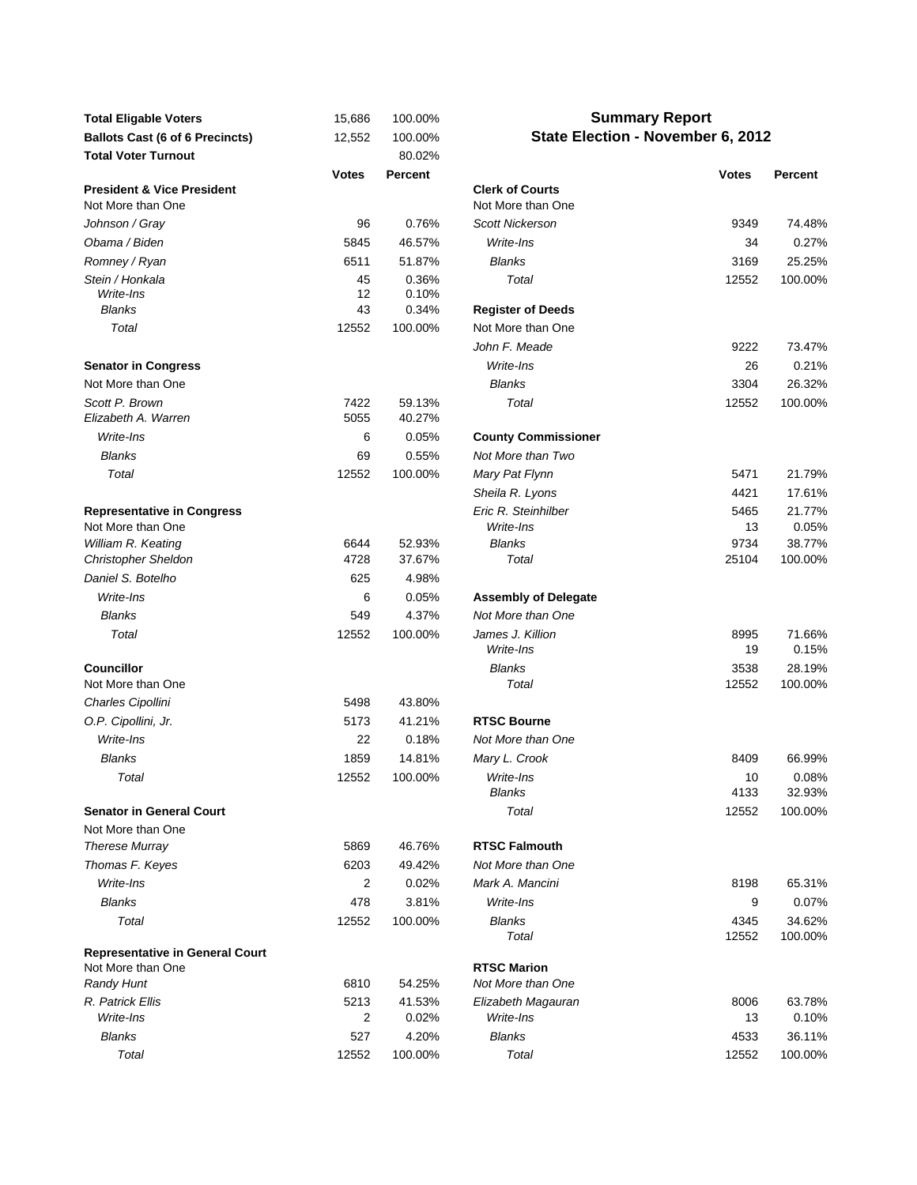## Summary Report
## State Election - November 6, 2012

| | | |
|---|---|---|
| **Total Eligable Voters** | 15,686 | 100.00% |
| **Ballots Cast (6 of 6 Precincts)** | 12,552 | 100.00% |
| **Total Voter Turnout** | | 80.02% |

| | Votes | Percent |
|---|---|---|
| **President & Vice President** | | |
| Not More than One | | |
| *Johnson / Gray* | 96 | 0.76% |
| *Obama / Biden* | 5845 | 46.57% |
| *Romney / Ryan* | 6511 | 51.87% |
| *Stein / Honkala* | 45 | 0.36% |
| *Write-Ins* | 12 | 0.10% |
| *Blanks* | 43 | 0.34% |
| *Total* | 12552 | 100.00% |
| **Senator in Congress** | | |
| Not More than One | | |
| *Scott P. Brown* | 7422 | 59.13% |
| *Elizabeth A. Warren* | 5055 | 40.27% |
| *Write-Ins* | 6 | 0.05% |
| *Blanks* | 69 | 0.55% |
| *Total* | 12552 | 100.00% |
| **Representative in Congress** | | |
| Not More than One | | |
| *William R. Keating* | 6644 | 52.93% |
| *Christopher Sheldon* | 4728 | 37.67% |
| *Daniel S. Botelho* | 625 | 4.98% |
| *Write-Ins* | 6 | 0.05% |
| *Blanks* | 549 | 4.37% |
| *Total* | 12552 | 100.00% |
| **Councillor** | | |
| Not More than One | | |
| *Charles Cipollini* | 5498 | 43.80% |
| *O.P. Cipollini, Jr.* | 5173 | 41.21% |
| *Write-Ins* | 22 | 0.18% |
| *Blanks* | 1859 | 14.81% |
| *Total* | 12552 | 100.00% |
| **Senator in General Court** | | |
| Not More than One | | |
| *Therese Murray* | 5869 | 46.76% |
| *Thomas F. Keyes* | 6203 | 49.42% |
| *Write-Ins* | 2 | 0.02% |
| *Blanks* | 478 | 3.81% |
| *Total* | 12552 | 100.00% |
| **Representative in General Court** | | |
| Not More than One | | |
| *Randy Hunt* | 6810 | 54.25% |
| *R. Patrick Ellis* | 5213 | 41.53% |
| *Write-Ins* | 2 | 0.02% |
| *Blanks* | 527 | 4.20% |
| *Total* | 12552 | 100.00% |

| | Votes | Percent |
|---|---|---|
| **Clerk of Courts** | | |
| Not More than One | | |
| *Scott Nickerson* | 9349 | 74.48% |
| *Write-Ins* | 34 | 0.27% |
| *Blanks* | 3169 | 25.25% |
| *Total* | 12552 | 100.00% |
| **Register of Deeds** | | |
| Not More than One | | |
| *John F. Meade* | 9222 | 73.47% |
| *Write-Ins* | 26 | 0.21% |
| *Blanks* | 3304 | 26.32% |
| *Total* | 12552 | 100.00% |
| **County Commissioner** | | |
| *Not More than Two* | | |
| *Mary Pat Flynn* | 5471 | 21.79% |
| *Sheila R. Lyons* | 4421 | 17.61% |
| *Eric R. Steinhilber* | 5465 | 21.77% |
| *Write-Ins* | 13 | 0.05% |
| *Blanks* | 9734 | 38.77% |
| *Total* | 25104 | 100.00% |
| **Assembly of Delegate** | | |
| *Not More than One* | | |
| *James J. Killion* | 8995 | 71.66% |
| *Write-Ins* | 19 | 0.15% |
| *Blanks* | 3538 | 28.19% |
| *Total* | 12552 | 100.00% |
| **RTSC Bourne** | | |
| *Not More than One* | | |
| *Mary L. Crook* | 8409 | 66.99% |
| *Write-Ins* | 10 | 0.08% |
| *Blanks* | 4133 | 32.93% |
| *Total* | 12552 | 100.00% |
| **RTSC Falmouth** | | |
| *Not More than One* | | |
| *Mark A. Mancini* | 8198 | 65.31% |
| *Write-Ins* | 9 | 0.07% |
| *Blanks* | 4345 | 34.62% |
| *Total* | 12552 | 100.00% |
| **RTSC Marion** | | |
| Not More than One | | |
| *Elizabeth Magauran* | 8006 | 63.78% |
| *Write-Ins* | 13 | 0.10% |
| *Blanks* | 4533 | 36.11% |
| *Total* | 12552 | 100.00% |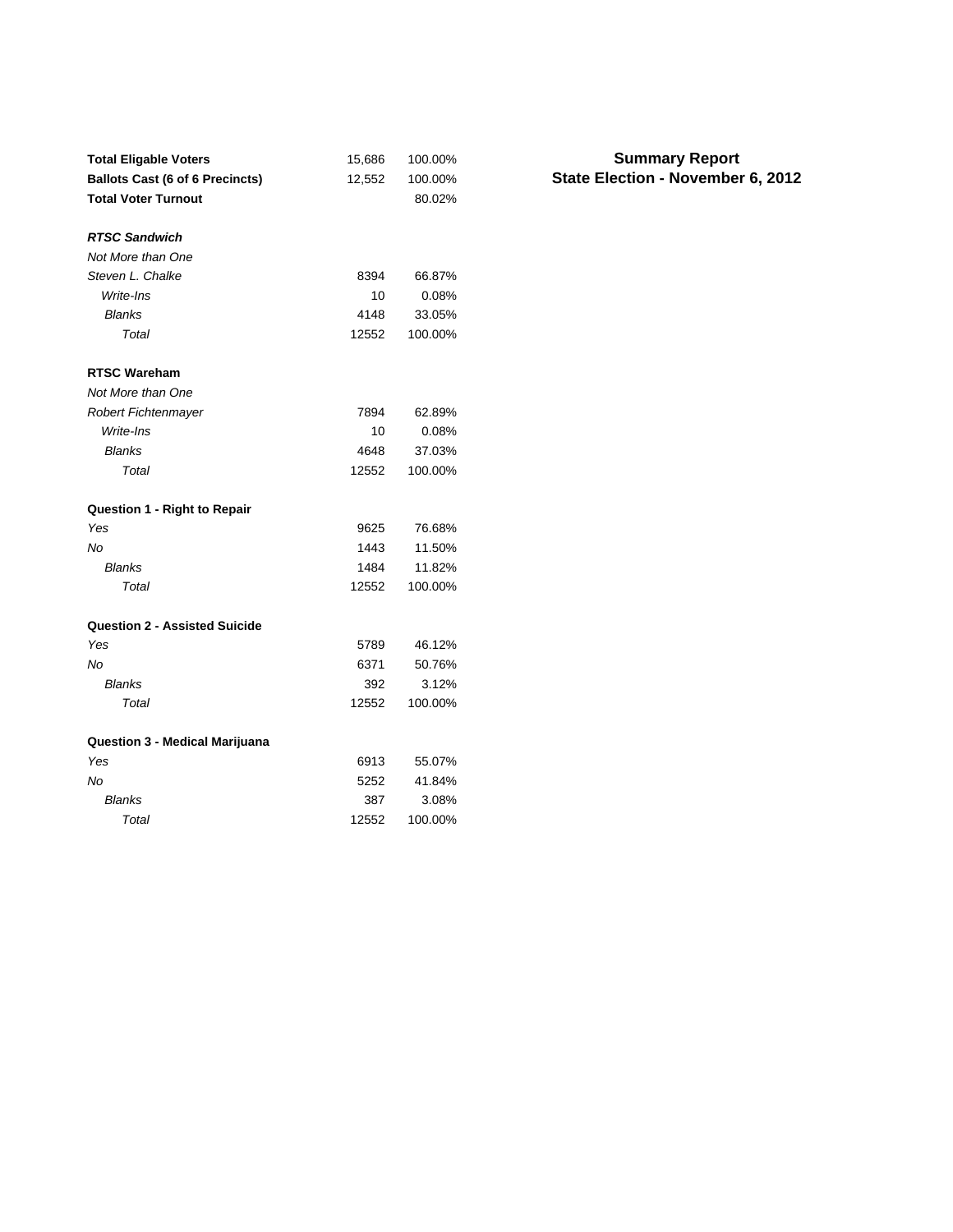**Summary Report**
**State Election - November 6, 2012**

| | | |
|---|---|---|
| **Total Eligable Voters** | 15,686 | 100.00% |
| **Ballots Cast (6 of 6 Precincts)** | 12,552 | 100.00% |
| **Total Voter Turnout** | | 80.02% |
| | | |
| ***RTSC Sandwich*** | | |
| *Not More than One* | | |
| *Steven L. Chalke* | 8394 | 66.87% |
| *Write-Ins* | 10 | 0.08% |
| *Blanks* | 4148 | 33.05% |
| *Total* | 12552 | 100.00% |
| | | |
| **RTSC Wareham** | | |
| *Not More than One* | | |
| *Robert Fichtenmayer* | 7894 | 62.89% |
| *Write-Ins* | 10 | 0.08% |
| *Blanks* | 4648 | 37.03% |
| *Total* | 12552 | 100.00% |
| | | |
| **Question 1 - Right to Repair** | | |
| *Yes* | 9625 | 76.68% |
| *No* | 1443 | 11.50% |
| *Blanks* | 1484 | 11.82% |
| *Total* | 12552 | 100.00% |
| | | |
| **Question 2 - Assisted Suicide** | | |
| *Yes* | 5789 | 46.12% |
| *No* | 6371 | 50.76% |
| *Blanks* | 392 | 3.12% |
| *Total* | 12552 | 100.00% |
| | | |
| **Question 3 - Medical Marijuana** | | |
| *Yes* | 6913 | 55.07% |
| *No* | 5252 | 41.84% |
| *Blanks* | 387 | 3.08% |
| *Total* | 12552 | 100.00% |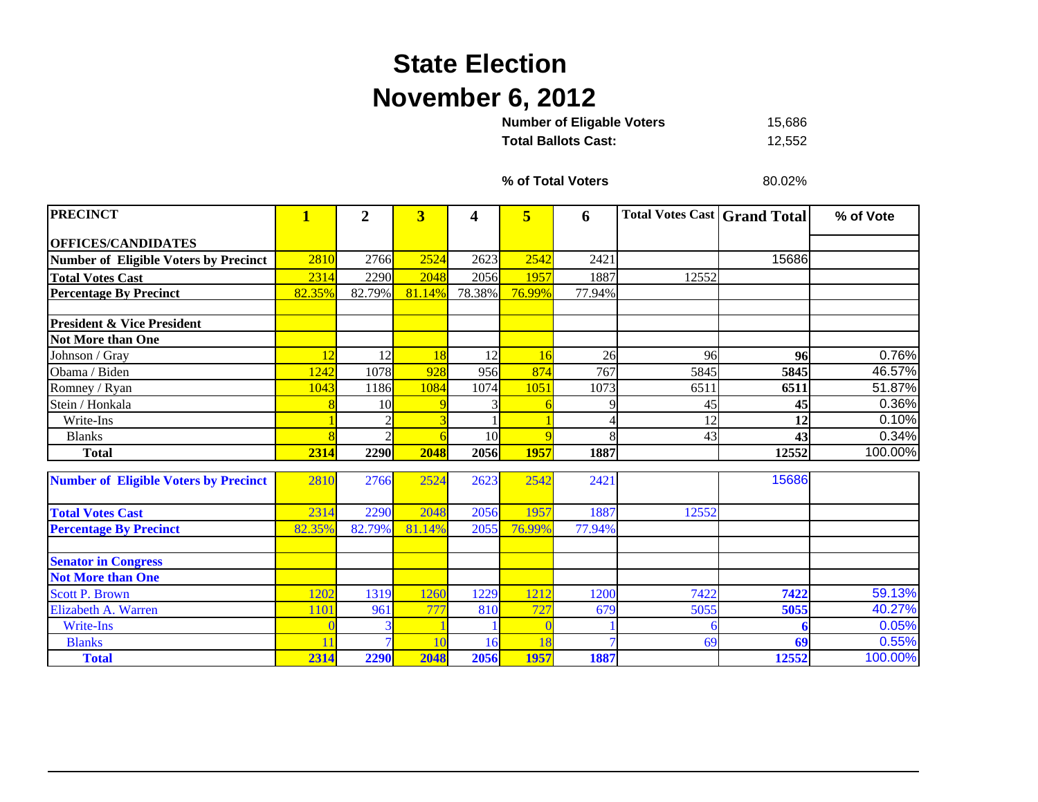# State Election

# November 6, 2012

**Number of Eligable Voters** 15,686

**Total Ballots Cast:** 12,552

**% of Total Voters** 80.02%

| PRECINCT | 1 | 2 | 3 | 4 | 5 | 6 | Total Votes Cast | Grand Total | % of Vote |
|---|---|---|---|---|---|---|---|---|---|
| OFFICES/CANDIDATES | | | | | | | | | |
| Number of Eligible Voters by Precinct | 2810 | 2766 | 2524 | 2623 | 2542 | 2421 | | 15686 | |
| Total Votes Cast | 2314 | 2290 | 2048 | 2056 | 1957 | 1887 | 12552 | | |
| Percentage By Precinct | 82.35% | 82.79% | 81.14% | 78.38% | 76.99% | 77.94% | | | |
| | | | | | | | | | |
| President & Vice President | | | | | | | | | |
| Not More than One | | | | | | | | | |
| Johnson / Gray | 12 | 12 | 18 | 12 | 16 | 26 | 96 | 96 | 0.76% |
| Obama / Biden | 1242 | 1078 | 928 | 956 | 874 | 767 | 5845 | 5845 | 46.57% |
| Romney / Ryan | 1043 | 1186 | 1084 | 1074 | 1051 | 1073 | 6511 | 6511 | 51.87% |
| Stein / Honkala | 8 | 10 | 9 | 3 | 6 | 9 | 45 | 45 | 0.36% |
| Write-Ins | 1 | 2 | 3 | 1 | 1 | 4 | 12 | 12 | 0.10% |
| Blanks | 8 | 2 | 6 | 10 | 9 | 8 | 43 | 43 | 0.34% |
| Total | 2314 | 2290 | 2048 | 2056 | 1957 | 1887 | | 12552 | 100.00% |

| Number of Eligible Voters by Precinct | 2810 | 2766 | 2524 | 2623 | 2542 | 2421 | | 15686 | |
|---|---|---|---|---|---|---|---|---|---|
| Total Votes Cast | 2314 | 2290 | 2048 | 2056 | 1957 | 1887 | 12552 | | |
| Percentage By Precinct | 82.35% | 82.79% | 81.14% | 2055 | 76.99% | 77.94% | | | |
| | | | | | | | | | |
| Senator in Congress | | | | | | | | | |
| Not More than One | | | | | | | | | |
| Scott P. Brown | 1202 | 1319 | 1260 | 1229 | 1212 | 1200 | 7422 | 7422 | 59.13% |
| Elizabeth A. Warren | 1101 | 961 | 777 | 810 | 727 | 679 | 5055 | 5055 | 40.27% |
| Write-Ins | 0 | 3 | 1 | 1 | 0 | 1 | 6 | 6 | 0.05% |
| Blanks | 11 | 7 | 10 | 16 | 18 | 7 | 69 | 69 | 0.55% |
| Total | 2314 | 2290 | 2048 | 2056 | 1957 | 1887 | | 12552 | 100.00% |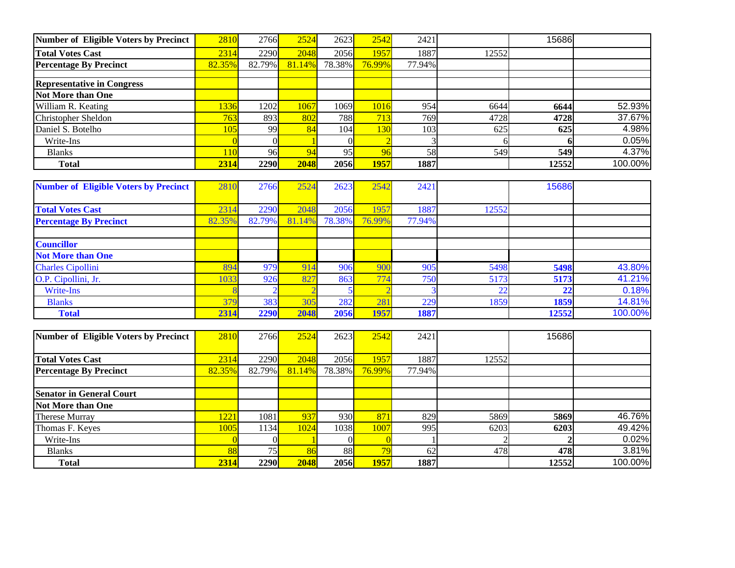| Number of Eligible Voters by Precinct | 2810 | 2766 | 2524 | 2623 | 2542 | 2421 | | 15686 | |
|---|---|---|---|---|---|---|---|---|---|
| **Total Votes Cast** | 2314 | 2290 | 2048 | 2056 | 1957 | 1887 | 12552 | | |
| **Percentage By Precinct** | 82.35% | 82.79% | 81.14% | 78.38% | 76.99% | 77.94% | | | |
| | | | | | | | | | |
| **Representative in Congress** | | | | | | | | | |
| **Not More than One** | | | | | | | | | |
| William R. Keating | 1336 | 1202 | 1067 | 1069 | 1016 | 954 | 6644 | **6644** | 52.93% |
| Christopher Sheldon | 763 | 893 | 802 | 788 | 713 | 769 | 4728 | **4728** | 37.67% |
| Daniel S. Botelho | 105 | 99 | 84 | 104 | 130 | 103 | 625 | **625** | 4.98% |
| Write-Ins | 0 | 0 | 1 | 0 | 2 | 3 | 6 | **6** | 0.05% |
| Blanks | 110 | 96 | 94 | 95 | 96 | 58 | 549 | **549** | 4.37% |
| **Total** | **2314** | **2290** | **2048** | **2056** | **1957** | **1887** | | **12552** | 100.00% |

| Number of Eligible Voters by Precinct | 2810 | 2766 | 2524 | 2623 | 2542 | 2421 | | 15686 | |
|---|---|---|---|---|---|---|---|---|---|
| **Total Votes Cast** | 2314 | 2290 | 2048 | 2056 | 1957 | 1887 | 12552 | | |
| **Percentage By Precinct** | 82.35% | 82.79% | 81.14% | 78.38% | 76.99% | 77.94% | | | |
| | | | | | | | | | |
| **Councillor** | | | | | | | | | |
| **Not More than One** | | | | | | | | | |
| Charles Cipollini | 894 | 979 | 914 | 906 | 900 | 905 | 5498 | **5498** | 43.80% |
| O.P. Cipollini, Jr. | 1033 | 926 | 827 | 863 | 774 | 750 | 5173 | **5173** | 41.21% |
| Write-Ins | 8 | 2 | 2 | 5 | 2 | 3 | 22 | **22** | 0.18% |
| Blanks | 379 | 383 | 305 | 282 | 281 | 229 | 1859 | **1859** | 14.81% |
| **Total** | **2314** | **2290** | **2048** | **2056** | **1957** | **1887** | | **12552** | 100.00% |

| Number of Eligible Voters by Precinct | 2810 | 2766 | 2524 | 2623 | 2542 | 2421 | | 15686 | |
|---|---|---|---|---|---|---|---|---|---|
| **Total Votes Cast** | 2314 | 2290 | 2048 | 2056 | 1957 | 1887 | 12552 | | |
| **Percentage By Precinct** | 82.35% | 82.79% | 81.14% | 78.38% | 76.99% | 77.94% | | | |
| | | | | | | | | | |
| **Senator in General Court** | | | | | | | | | |
| **Not More than One** | | | | | | | | | |
| Therese Murray | 1221 | 1081 | 937 | 930 | 871 | 829 | 5869 | **5869** | 46.76% |
| Thomas F. Keyes | 1005 | 1134 | 1024 | 1038 | 1007 | 995 | 6203 | **6203** | 49.42% |
| Write-Ins | 0 | 0 | 1 | 0 | 0 | 1 | 2 | **2** | 0.02% |
| Blanks | 88 | 75 | 86 | 88 | 79 | 62 | 478 | **478** | 3.81% |
| **Total** | **2314** | **2290** | **2048** | **2056** | **1957** | **1887** | | **12552** | 100.00% |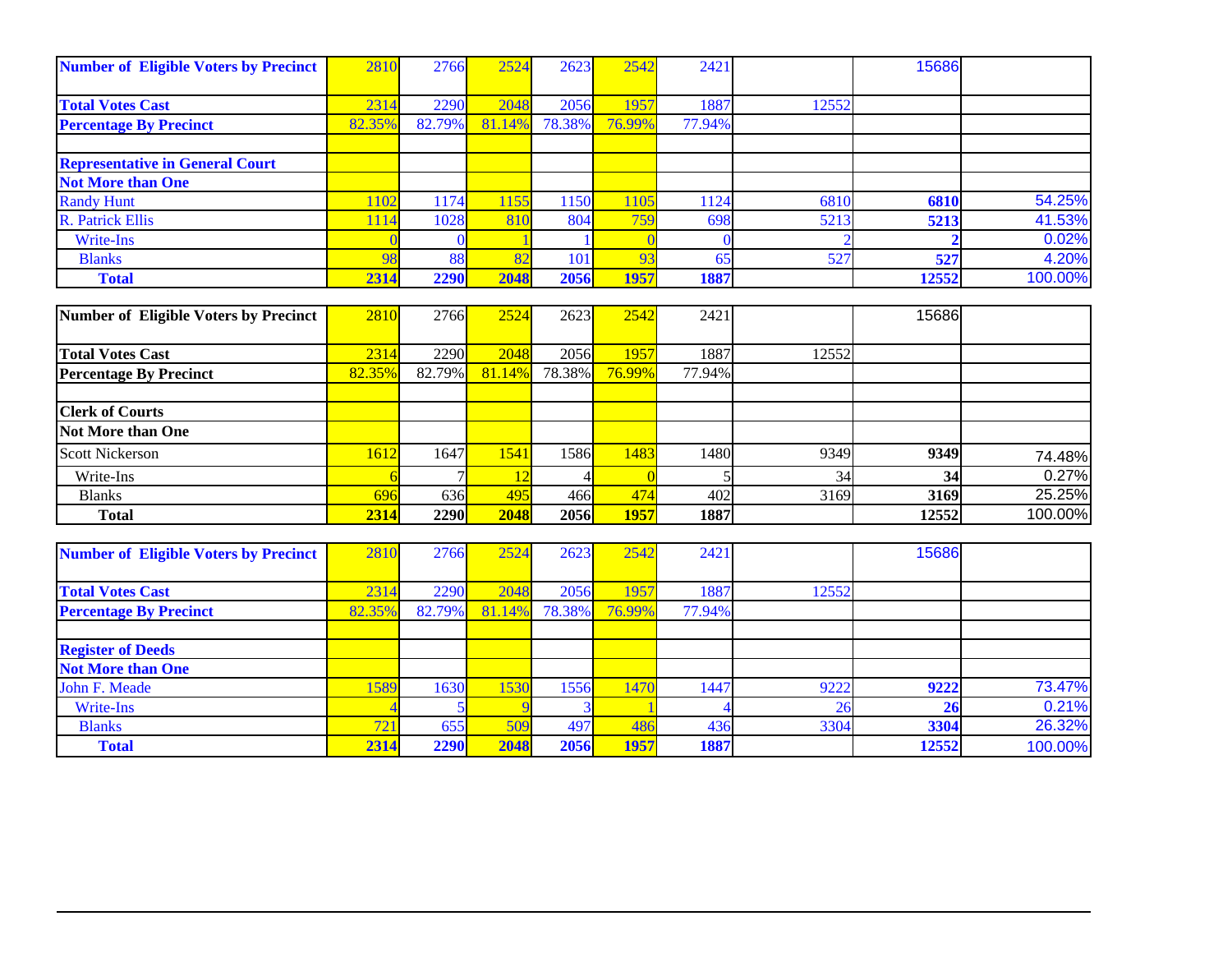| Number of Eligible Voters by Precinct | 2810 | 2766 | 2524 | 2623 | 2542 | 2421 | | 15686 | |
|---|---|---|---|---|---|---|---|---|---|
| **Total Votes Cast** | 2314 | 2290 | 2048 | 2056 | 1957 | 1887 | 12552 | | |
| **Percentage By Precinct** | 82.35% | 82.79% | 81.14% | 78.38% | 76.99% | 77.94% | | | |
| | | | | | | | | | |
| **Representative in General Court** | | | | | | | | | |
| **Not More than One** | | | | | | | | | |
| Randy Hunt | 1102 | 1174 | 1155 | 1150 | 1105 | 1124 | 6810 | **6810** | 54.25% |
| R. Patrick Ellis | 1114 | 1028 | 810 | 804 | 759 | 698 | 5213 | **5213** | 41.53% |
| Write-Ins | 0 | 0 | 1 | 1 | 0 | 0 | 2 | **2** | 0.02% |
| Blanks | 98 | 88 | 82 | 101 | 93 | 65 | 527 | **527** | 4.20% |
| **Total** | **2314** | **2290** | **2048** | **2056** | **1957** | **1887** | | **12552** | 100.00% |

| Number of Eligible Voters by Precinct | 2810 | 2766 | 2524 | 2623 | 2542 | 2421 | | 15686 | |
|---|---|---|---|---|---|---|---|---|---|
| **Total Votes Cast** | 2314 | 2290 | 2048 | 2056 | 1957 | 1887 | 12552 | | |
| **Percentage By Precinct** | 82.35% | 82.79% | 81.14% | 78.38% | 76.99% | 77.94% | | | |
| | | | | | | | | | |
| **Clerk of Courts** | | | | | | | | | |
| **Not More than One** | | | | | | | | | |
| Scott Nickerson | 1612 | 1647 | 1541 | 1586 | 1483 | 1480 | 9349 | **9349** | 74.48% |
| Write-Ins | 6 | 7 | 12 | 4 | 0 | 5 | 34 | **34** | 0.27% |
| Blanks | 696 | 636 | 495 | 466 | 474 | 402 | 3169 | **3169** | 25.25% |
| **Total** | **2314** | **2290** | **2048** | **2056** | **1957** | **1887** | | **12552** | 100.00% |

| Number of Eligible Voters by Precinct | 2810 | 2766 | 2524 | 2623 | 2542 | 2421 | | 15686 | |
|---|---|---|---|---|---|---|---|---|---|
| **Total Votes Cast** | 2314 | 2290 | 2048 | 2056 | 1957 | 1887 | 12552 | | |
| **Percentage By Precinct** | 82.35% | 82.79% | 81.14% | 78.38% | 76.99% | 77.94% | | | |
| | | | | | | | | | |
| **Register of Deeds** | | | | | | | | | |
| **Not More than One** | | | | | | | | | |
| John F. Meade | 1589 | 1630 | 1530 | 1556 | 1470 | 1447 | 9222 | **9222** | 73.47% |
| Write-Ins | 4 | 5 | 9 | 3 | 1 | 4 | 26 | **26** | 0.21% |
| Blanks | 721 | 655 | 509 | 497 | 486 | 436 | 3304 | **3304** | 26.32% |
| **Total** | **2314** | **2290** | **2048** | **2056** | **1957** | **1887** | | **12552** | 100.00% |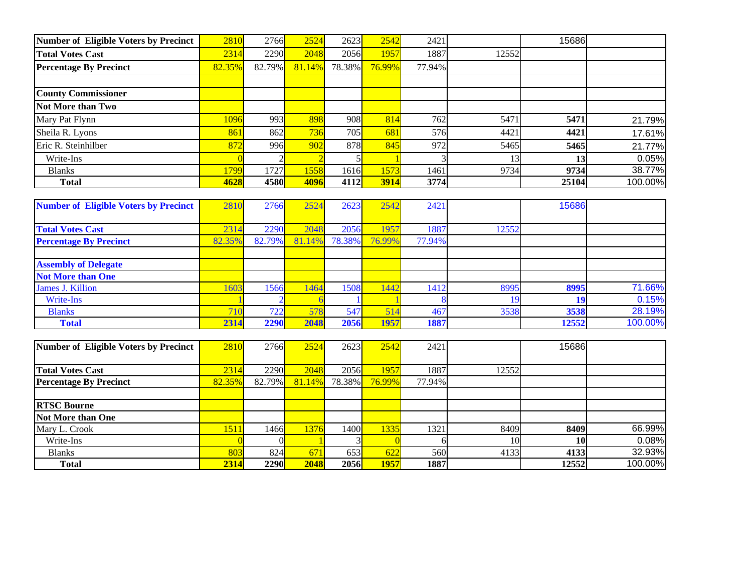| Number of Eligible Voters by Precinct | 2810 | 2766 | 2524 | 2623 | 2542 | 2421 | | 15686 | |
|---|---|---|---|---|---|---|---|---|---|
| **Total Votes Cast** | 2314 | 2290 | 2048 | 2056 | 1957 | 1887 | 12552 | | |
| **Percentage By Precinct** | 82.35% | 82.79% | 81.14% | 78.38% | 76.99% | 77.94% | | | |
| | | | | | | | | | |
| **County Commissioner** | | | | | | | | | |
| **Not More than Two** | | | | | | | | | |
| Mary Pat Flynn | 1096 | 993 | 898 | 908 | 814 | 762 | 5471 | **5471** | 21.79% |
| Sheila R. Lyons | 861 | 862 | 736 | 705 | 681 | 576 | 4421 | **4421** | 17.61% |
| Eric R. Steinhilber | 872 | 996 | 902 | 878 | 845 | 972 | 5465 | **5465** | 21.77% |
| Write-Ins | 0 | 2 | 2 | 5 | 1 | 3 | 13 | **13** | 0.05% |
| Blanks | 1799 | 1727 | 1558 | 1616 | 1573 | 1461 | 9734 | **9734** | 38.77% |
| **Total** | **4628** | **4580** | **4096** | **4112** | **3914** | **3774** | | **25104** | 100.00% |

| Number of Eligible Voters by Precinct | 2810 | 2766 | 2524 | 2623 | 2542 | 2421 | | 15686 | |
|---|---|---|---|---|---|---|---|---|---|
| **Total Votes Cast** | 2314 | 2290 | 2048 | 2056 | 1957 | 1887 | 12552 | | |
| **Percentage By Precinct** | 82.35% | 82.79% | 81.14% | 78.38% | 76.99% | 77.94% | | | |
| | | | | | | | | | |
| **Assembly of Delegate** | | | | | | | | | |
| **Not More than One** | | | | | | | | | |
| James J. Killion | 1603 | 1566 | 1464 | 1508 | 1442 | 1412 | 8995 | **8995** | 71.66% |
| Write-Ins | 1 | 2 | 6 | 1 | 1 | 8 | 19 | **19** | 0.15% |
| Blanks | 710 | 722 | 578 | 547 | 514 | 467 | 3538 | **3538** | 28.19% |
| **Total** | **2314** | **2290** | **2048** | **2056** | **1957** | **1887** | | **12552** | 100.00% |

| Number of Eligible Voters by Precinct | 2810 | 2766 | 2524 | 2623 | 2542 | 2421 | | 15686 | |
|---|---|---|---|---|---|---|---|---|---|
| **Total Votes Cast** | 2314 | 2290 | 2048 | 2056 | 1957 | 1887 | 12552 | | |
| **Percentage By Precinct** | 82.35% | 82.79% | 81.14% | 78.38% | 76.99% | 77.94% | | | |
| | | | | | | | | | |
| **RTSC Bourne** | | | | | | | | | |
| **Not More than One** | | | | | | | | | |
| Mary L. Crook | 1511 | 1466 | 1376 | 1400 | 1335 | 1321 | 8409 | **8409** | 66.99% |
| Write-Ins | 0 | 0 | 1 | 3 | 0 | 6 | 10 | **10** | 0.08% |
| Blanks | 803 | 824 | 671 | 653 | 622 | 560 | 4133 | **4133** | 32.93% |
| **Total** | **2314** | **2290** | **2048** | **2056** | **1957** | **1887** | | **12552** | 100.00% |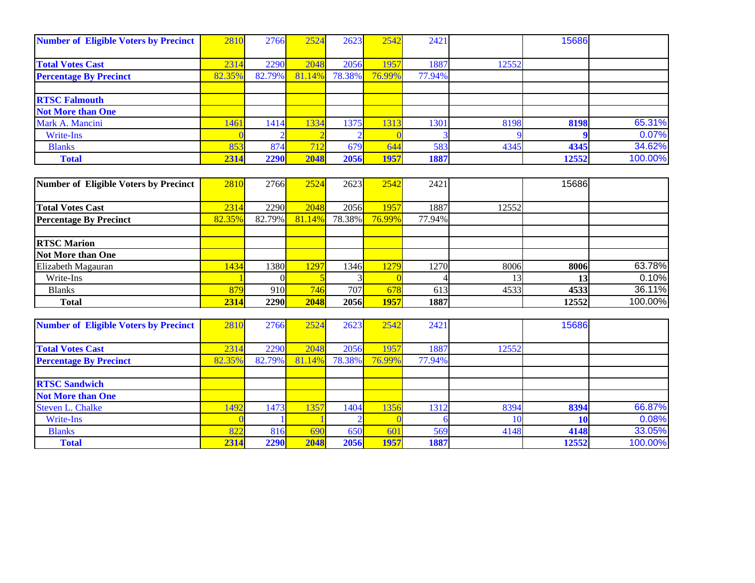| Number of Eligible Voters by Precinct | 2810 | 2766 | 2524 | 2623 | 2542 | 2421 | | 15686 | |
|---|---|---|---|---|---|---|---|---|---|
| Total Votes Cast | 2314 | 2290 | 2048 | 2056 | 1957 | 1887 | 12552 | | |
| Percentage By Precinct | 82.35% | 82.79% | 81.14% | 78.38% | 76.99% | 77.94% | | | |
| | | | | | | | | | |
| **RTSC Falmouth** | | | | | | | | | |
| **Not More than One** | | | | | | | | | |
| Mark A. Mancini | 1461 | 1414 | 1334 | 1375 | 1313 | 1301 | 8198 | **8198** | 65.31% |
| Write-Ins | 0 | 2 | 2 | 2 | 0 | 3 | 9 | **9** | 0.07% |
| Blanks | 853 | 874 | 712 | 679 | 644 | 583 | 4345 | **4345** | 34.62% |
| **Total** | **2314** | **2290** | **2048** | **2056** | **1957** | **1887** | | **12552** | 100.00% |

| Number of Eligible Voters by Precinct | 2810 | 2766 | 2524 | 2623 | 2542 | 2421 | | 15686 | |
|---|---|---|---|---|---|---|---|---|---|
| Total Votes Cast | 2314 | 2290 | 2048 | 2056 | 1957 | 1887 | 12552 | | |
| Percentage By Precinct | 82.35% | 82.79% | 81.14% | 78.38% | 76.99% | 77.94% | | | |
| | | | | | | | | | |
| **RTSC Marion** | | | | | | | | | |
| **Not More than One** | | | | | | | | | |
| Elizabeth Magauran | 1434 | 1380 | 1297 | 1346 | 1279 | 1270 | 8006 | **8006** | 63.78% |
| Write-Ins | 1 | 0 | 5 | 3 | 0 | 4 | 13 | **13** | 0.10% |
| Blanks | 879 | 910 | 746 | 707 | 678 | 613 | 4533 | **4533** | 36.11% |
| **Total** | **2314** | **2290** | **2048** | **2056** | **1957** | **1887** | | **12552** | 100.00% |

| Number of Eligible Voters by Precinct | 2810 | 2766 | 2524 | 2623 | 2542 | 2421 | | 15686 | |
|---|---|---|---|---|---|---|---|---|---|
| Total Votes Cast | 2314 | 2290 | 2048 | 2056 | 1957 | 1887 | 12552 | | |
| Percentage By Precinct | 82.35% | 82.79% | 81.14% | 78.38% | 76.99% | 77.94% | | | |
| | | | | | | | | | |
| **RTSC Sandwich** | | | | | | | | | |
| **Not More than One** | | | | | | | | | |
| Steven L. Chalke | 1492 | 1473 | 1357 | 1404 | 1356 | 1312 | 8394 | **8394** | 66.87% |
| Write-Ins | 0 | 1 | 1 | 2 | 0 | 6 | 10 | **10** | 0.08% |
| Blanks | 822 | 816 | 690 | 650 | 601 | 569 | 4148 | **4148** | 33.05% |
| **Total** | **2314** | **2290** | **2048** | **2056** | **1957** | **1887** | | **12552** | 100.00% |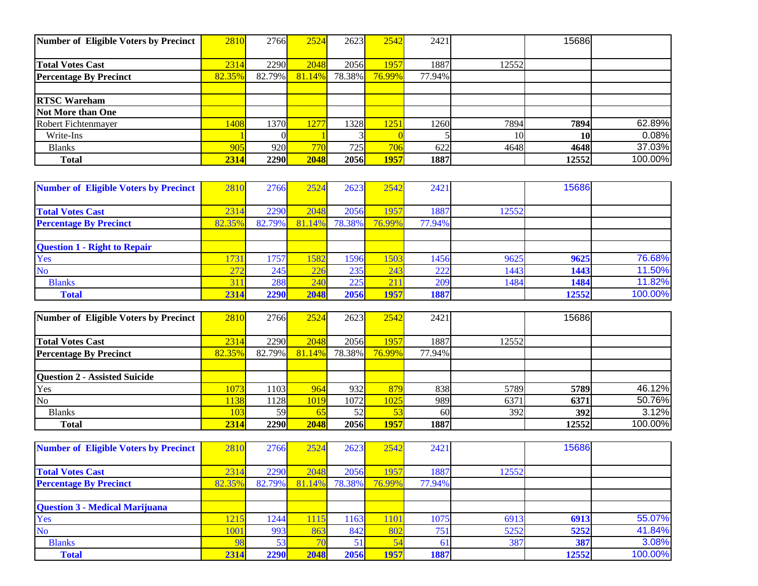| | | | | | | | | | |
|---|---|---|---|---|---|---|---|---|---|
| **Number of Eligible Voters by Precinct** | 2810 | 2766 | 2524 | 2623 | 2542 | 2421 | | 15686 | |
| **Total Votes Cast** | 2314 | 2290 | 2048 | 2056 | 1957 | 1887 | 12552 | | |
| **Percentage By Precinct** | 82.35% | 82.79% | 81.14% | 78.38% | 76.99% | 77.94% | | | |
| | | | | | | | | | |
| **RTSC Wareham** | | | | | | | | | |
| **Not More than One** | | | | | | | | | |
| Robert Fichtenmayer | 1408 | 1370 | 1277 | 1328 | 1251 | 1260 | 7894 | **7894** | 62.89% |
| Write-Ins | 1 | 0 | 1 | 3 | 0 | 5 | 10 | **10** | 0.08% |
| Blanks | 905 | 920 | 770 | 725 | 706 | 622 | 4648 | **4648** | 37.03% |
| **Total** | **2314** | **2290** | **2048** | **2056** | **1957** | **1887** | | **12552** | 100.00% |

| | | | | | | | | | |
|---|---|---|---|---|---|---|---|---|---|
| **Number of Eligible Voters by Precinct** | 2810 | 2766 | 2524 | 2623 | 2542 | 2421 | | 15686 | |
| **Total Votes Cast** | 2314 | 2290 | 2048 | 2056 | 1957 | 1887 | 12552 | | |
| **Percentage By Precinct** | 82.35% | 82.79% | 81.14% | 78.38% | 76.99% | 77.94% | | | |
| | | | | | | | | | |
| **Question 1 - Right to Repair** | | | | | | | | | |
| Yes | 1731 | 1757 | 1582 | 1596 | 1503 | 1456 | 9625 | **9625** | 76.68% |
| No | 272 | 245 | 226 | 235 | 243 | 222 | 1443 | **1443** | 11.50% |
| Blanks | 311 | 288 | 240 | 225 | 211 | 209 | 1484 | **1484** | 11.82% |
| **Total** | **2314** | **2290** | **2048** | **2056** | **1957** | **1887** | | **12552** | 100.00% |

| | | | | | | | | | |
|---|---|---|---|---|---|---|---|---|---|
| **Number of Eligible Voters by Precinct** | 2810 | 2766 | 2524 | 2623 | 2542 | 2421 | | 15686 | |
| **Total Votes Cast** | 2314 | 2290 | 2048 | 2056 | 1957 | 1887 | 12552 | | |
| **Percentage By Precinct** | 82.35% | 82.79% | 81.14% | 78.38% | 76.99% | 77.94% | | | |
| | | | | | | | | | |
| **Question 2 - Assisted Suicide** | | | | | | | | | |
| Yes | 1073 | 1103 | 964 | 932 | 879 | 838 | 5789 | **5789** | 46.12% |
| No | 1138 | 1128 | 1019 | 1072 | 1025 | 989 | 6371 | **6371** | 50.76% |
| Blanks | 103 | 59 | 65 | 52 | 53 | 60 | 392 | **392** | 3.12% |
| **Total** | **2314** | **2290** | **2048** | **2056** | **1957** | **1887** | | **12552** | 100.00% |

| | | | | | | | | | |
|---|---|---|---|---|---|---|---|---|---|
| **Number of Eligible Voters by Precinct** | 2810 | 2766 | 2524 | 2623 | 2542 | 2421 | | 15686 | |
| **Total Votes Cast** | 2314 | 2290 | 2048 | 2056 | 1957 | 1887 | 12552 | | |
| **Percentage By Precinct** | 82.35% | 82.79% | 81.14% | 78.38% | 76.99% | 77.94% | | | |
| | | | | | | | | | |
| **Question 3 - Medical Marijuana** | | | | | | | | | |
| Yes | 1215 | 1244 | 1115 | 1163 | 1101 | 1075 | 6913 | **6913** | 55.07% |
| No | 1001 | 993 | 863 | 842 | 802 | 751 | 5252 | **5252** | 41.84% |
| Blanks | 98 | 53 | 70 | 51 | 54 | 61 | 387 | **387** | 3.08% |
| **Total** | **2314** | **2290** | **2048** | **2056** | **1957** | **1887** | | **12552** | 100.00% |